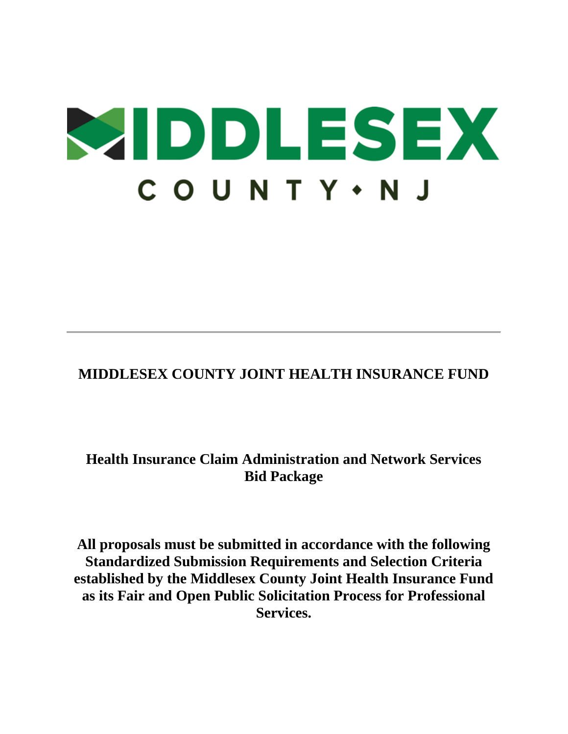MIDDLESEX

COUNTY • NJ

---

**MIDDLESEX COUNTY JOINT HEALTH INSURANCE FUND**

**Health Insurance Claim Administration and Network Services Bid Package**

**All proposals must be submitted in accordance with the following Standardized Submission Requirements and Selection Criteria established by the Middlesex County Joint Health Insurance Fund as its Fair and Open Public Solicitation Process for Professional Services.**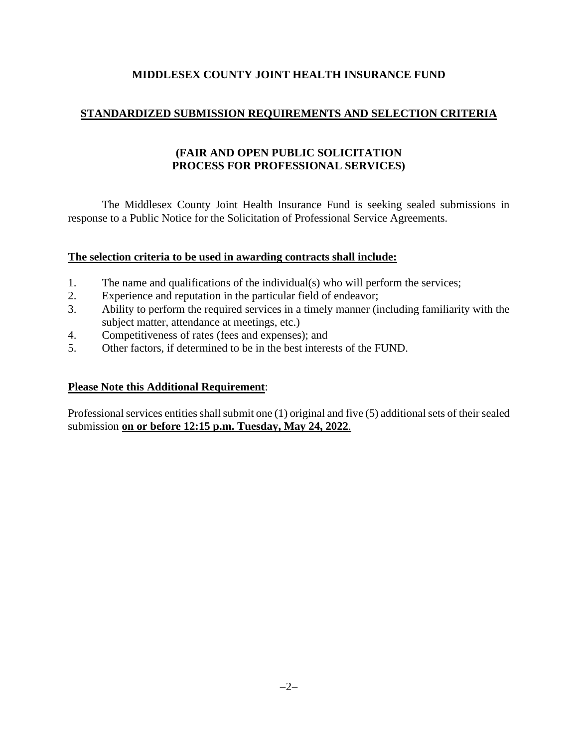# MIDDLESEX COUNTY JOINT HEALTH INSURANCE FUND

## STANDARDIZED SUBMISSION REQUIREMENTS AND SELECTION CRITERIA

### (FAIR AND OPEN PUBLIC SOLICITATION PROCESS FOR PROFESSIONAL SERVICES)

The Middlesex County Joint Health Insurance Fund is seeking sealed submissions in response to a Public Notice for the Solicitation of Professional Service Agreements.

**The selection criteria to be used in awarding contracts shall include:**

1. The name and qualifications of the individual(s) who will perform the services;
2. Experience and reputation in the particular field of endeavor;
3. Ability to perform the required services in a timely manner (including familiarity with the subject matter, attendance at meetings, etc.)
4. Competitiveness of rates (fees and expenses); and
5. Other factors, if determined to be in the best interests of the FUND.

**Please Note this Additional Requirement**:

Professional services entities shall submit one (1) original and five (5) additional sets of their sealed submission **on or before 12:15 p.m. Tuesday, May 24, 2022**.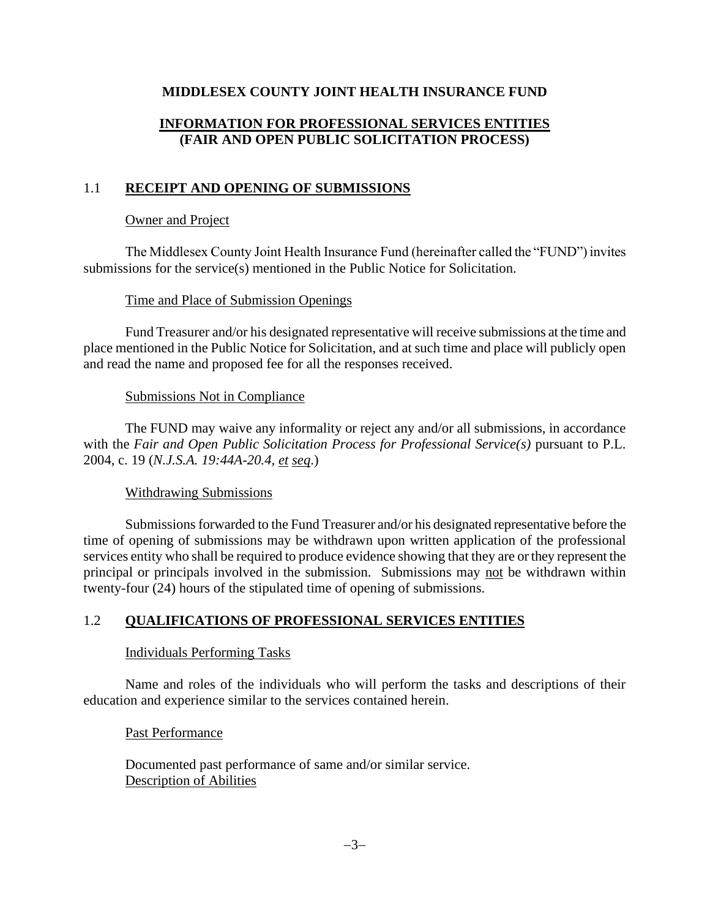**MIDDLESEX COUNTY JOINT HEALTH INSURANCE FUND**

**INFORMATION FOR PROFESSIONAL SERVICES ENTITIES**
**(FAIR AND OPEN PUBLIC SOLICITATION PROCESS)**

## 1.1 RECEIPT AND OPENING OF SUBMISSIONS

Owner and Project

The Middlesex County Joint Health Insurance Fund (hereinafter called the "FUND") invites submissions for the service(s) mentioned in the Public Notice for Solicitation.

Time and Place of Submission Openings

Fund Treasurer and/or his designated representative will receive submissions at the time and place mentioned in the Public Notice for Solicitation, and at such time and place will publicly open and read the name and proposed fee for all the responses received.

Submissions Not in Compliance

The FUND may waive any informality or reject any and/or all submissions, in accordance with the *Fair and Open Public Solicitation Process for Professional Service(s)* pursuant to P.L. 2004, c. 19 (*N.J.S.A. 19:44A-20.4, et seq.*)

Withdrawing Submissions

Submissions forwarded to the Fund Treasurer and/or his designated representative before the time of opening of submissions may be withdrawn upon written application of the professional services entity who shall be required to produce evidence showing that they are or they represent the principal or principals involved in the submission. Submissions may not be withdrawn within twenty-four (24) hours of the stipulated time of opening of submissions.

## 1.2 QUALIFICATIONS OF PROFESSIONAL SERVICES ENTITIES

Individuals Performing Tasks

Name and roles of the individuals who will perform the tasks and descriptions of their education and experience similar to the services contained herein.

Past Performance

Documented past performance of same and/or similar service.

Description of Abilities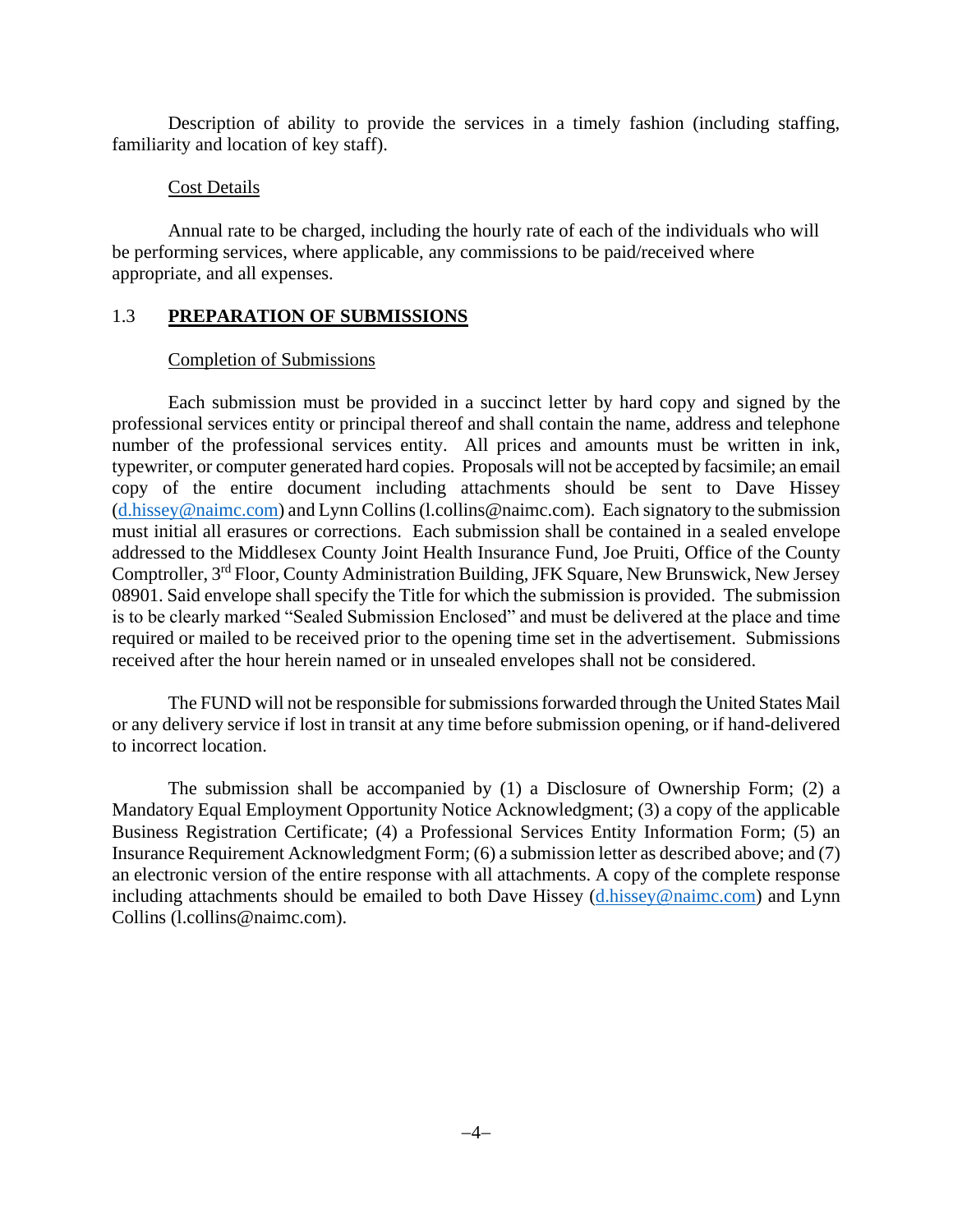Description of ability to provide the services in a timely fashion (including staffing, familiarity and location of key staff).

Cost Details

Annual rate to be charged, including the hourly rate of each of the individuals who will be performing services, where applicable, any commissions to be paid/received where appropriate, and all expenses.

## 1.3 **PREPARATION OF SUBMISSIONS**

Completion of Submissions

Each submission must be provided in a succinct letter by hard copy and signed by the professional services entity or principal thereof and shall contain the name, address and telephone number of the professional services entity. All prices and amounts must be written in ink, typewriter, or computer generated hard copies. Proposals will not be accepted by facsimile; an email copy of the entire document including attachments should be sent to Dave Hissey (d.hissey@naimc.com) and Lynn Collins (l.collins@naimc.com). Each signatory to the submission must initial all erasures or corrections. Each submission shall be contained in a sealed envelope addressed to the Middlesex County Joint Health Insurance Fund, Joe Pruiti, Office of the County Comptroller, 3rd Floor, County Administration Building, JFK Square, New Brunswick, New Jersey 08901. Said envelope shall specify the Title for which the submission is provided. The submission is to be clearly marked "Sealed Submission Enclosed" and must be delivered at the place and time required or mailed to be received prior to the opening time set in the advertisement. Submissions received after the hour herein named or in unsealed envelopes shall not be considered.

The FUND will not be responsible for submissions forwarded through the United States Mail or any delivery service if lost in transit at any time before submission opening, or if hand-delivered to incorrect location.

The submission shall be accompanied by (1) a Disclosure of Ownership Form; (2) a Mandatory Equal Employment Opportunity Notice Acknowledgment; (3) a copy of the applicable Business Registration Certificate; (4) a Professional Services Entity Information Form; (5) an Insurance Requirement Acknowledgment Form; (6) a submission letter as described above; and (7) an electronic version of the entire response with all attachments. A copy of the complete response including attachments should be emailed to both Dave Hissey (d.hissey@naimc.com) and Lynn Collins (l.collins@naimc.com).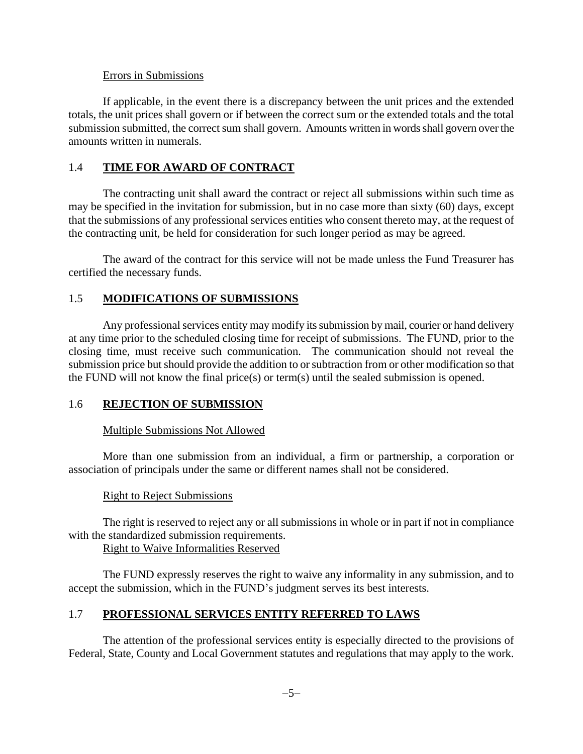Errors in Submissions

If applicable, in the event there is a discrepancy between the unit prices and the extended totals, the unit prices shall govern or if between the correct sum or the extended totals and the total submission submitted, the correct sum shall govern. Amounts written in words shall govern over the amounts written in numerals.

## 1.4 **TIME FOR AWARD OF CONTRACT**

The contracting unit shall award the contract or reject all submissions within such time as may be specified in the invitation for submission, but in no case more than sixty (60) days, except that the submissions of any professional services entities who consent thereto may, at the request of the contracting unit, be held for consideration for such longer period as may be agreed.

The award of the contract for this service will not be made unless the Fund Treasurer has certified the necessary funds.

## 1.5 **MODIFICATIONS OF SUBMISSIONS**

Any professional services entity may modify its submission by mail, courier or hand delivery at any time prior to the scheduled closing time for receipt of submissions. The FUND, prior to the closing time, must receive such communication. The communication should not reveal the submission price but should provide the addition to or subtraction from or other modification so that the FUND will not know the final price(s) or term(s) until the sealed submission is opened.

## 1.6 **REJECTION OF SUBMISSION**

Multiple Submissions Not Allowed

More than one submission from an individual, a firm or partnership, a corporation or association of principals under the same or different names shall not be considered.

Right to Reject Submissions

The right is reserved to reject any or all submissions in whole or in part if not in compliance with the standardized submission requirements.

Right to Waive Informalities Reserved

The FUND expressly reserves the right to waive any informality in any submission, and to accept the submission, which in the FUND's judgment serves its best interests.

## 1.7 **PROFESSIONAL SERVICES ENTITY REFERRED TO LAWS**

The attention of the professional services entity is especially directed to the provisions of Federal, State, County and Local Government statutes and regulations that may apply to the work.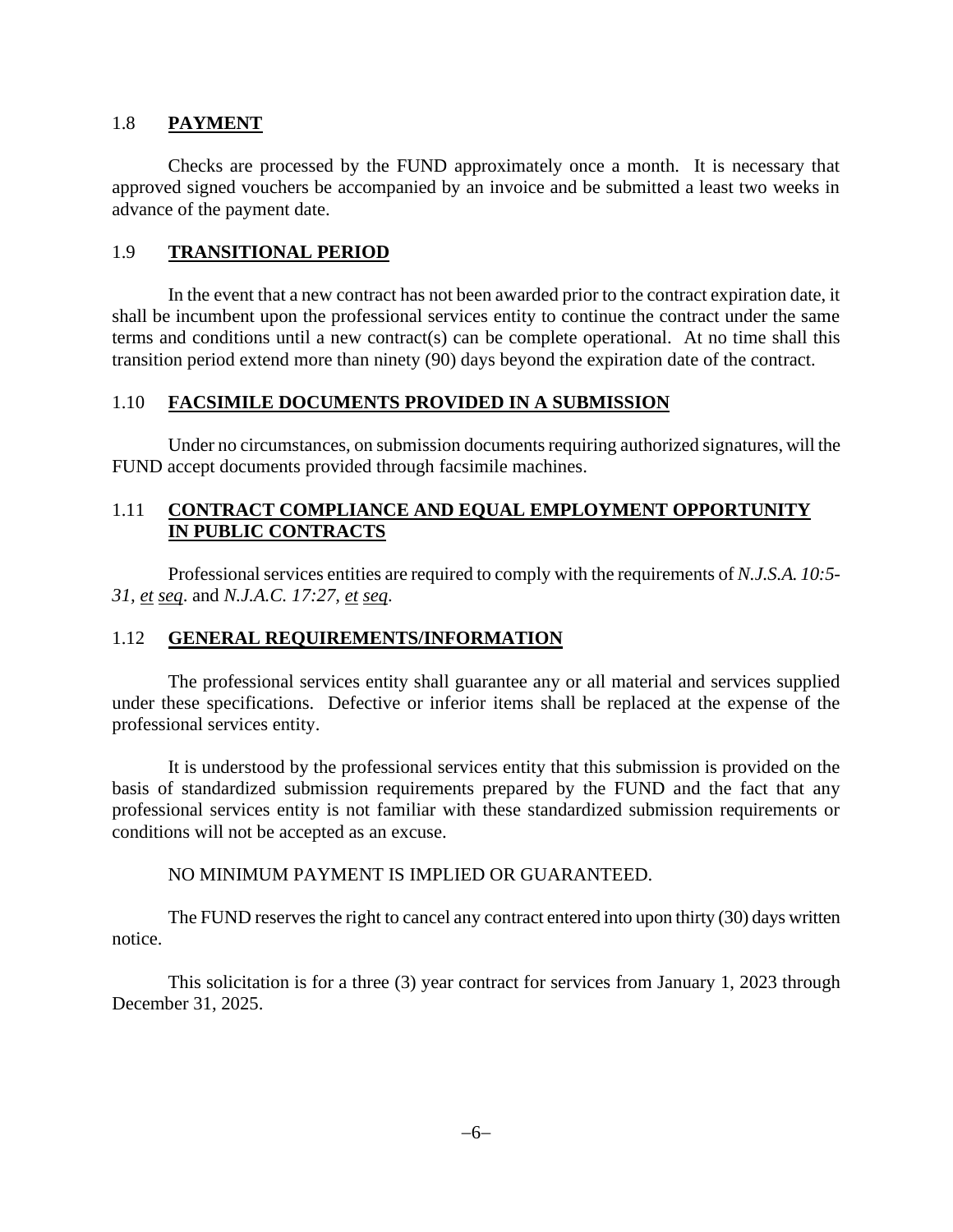## 1.8 **PAYMENT**

Checks are processed by the FUND approximately once a month. It is necessary that approved signed vouchers be accompanied by an invoice and be submitted a least two weeks in advance of the payment date.

## 1.9 **TRANSITIONAL PERIOD**

In the event that a new contract has not been awarded prior to the contract expiration date, it shall be incumbent upon the professional services entity to continue the contract under the same terms and conditions until a new contract(s) can be complete operational. At no time shall this transition period extend more than ninety (90) days beyond the expiration date of the contract.

## 1.10 **FACSIMILE DOCUMENTS PROVIDED IN A SUBMISSION**

Under no circumstances, on submission documents requiring authorized signatures, will the FUND accept documents provided through facsimile machines.

## 1.11 **CONTRACT COMPLIANCE AND EQUAL EMPLOYMENT OPPORTUNITY IN PUBLIC CONTRACTS**

Professional services entities are required to comply with the requirements of *N.J.S.A. 10:5-31, et seq.* and *N.J.A.C. 17:27, et seq.*

## 1.12 **GENERAL REQUIREMENTS/INFORMATION**

The professional services entity shall guarantee any or all material and services supplied under these specifications. Defective or inferior items shall be replaced at the expense of the professional services entity.

It is understood by the professional services entity that this submission is provided on the basis of standardized submission requirements prepared by the FUND and the fact that any professional services entity is not familiar with these standardized submission requirements or conditions will not be accepted as an excuse.

NO MINIMUM PAYMENT IS IMPLIED OR GUARANTEED.

The FUND reserves the right to cancel any contract entered into upon thirty (30) days written notice.

This solicitation is for a three (3) year contract for services from January 1, 2023 through December 31, 2025.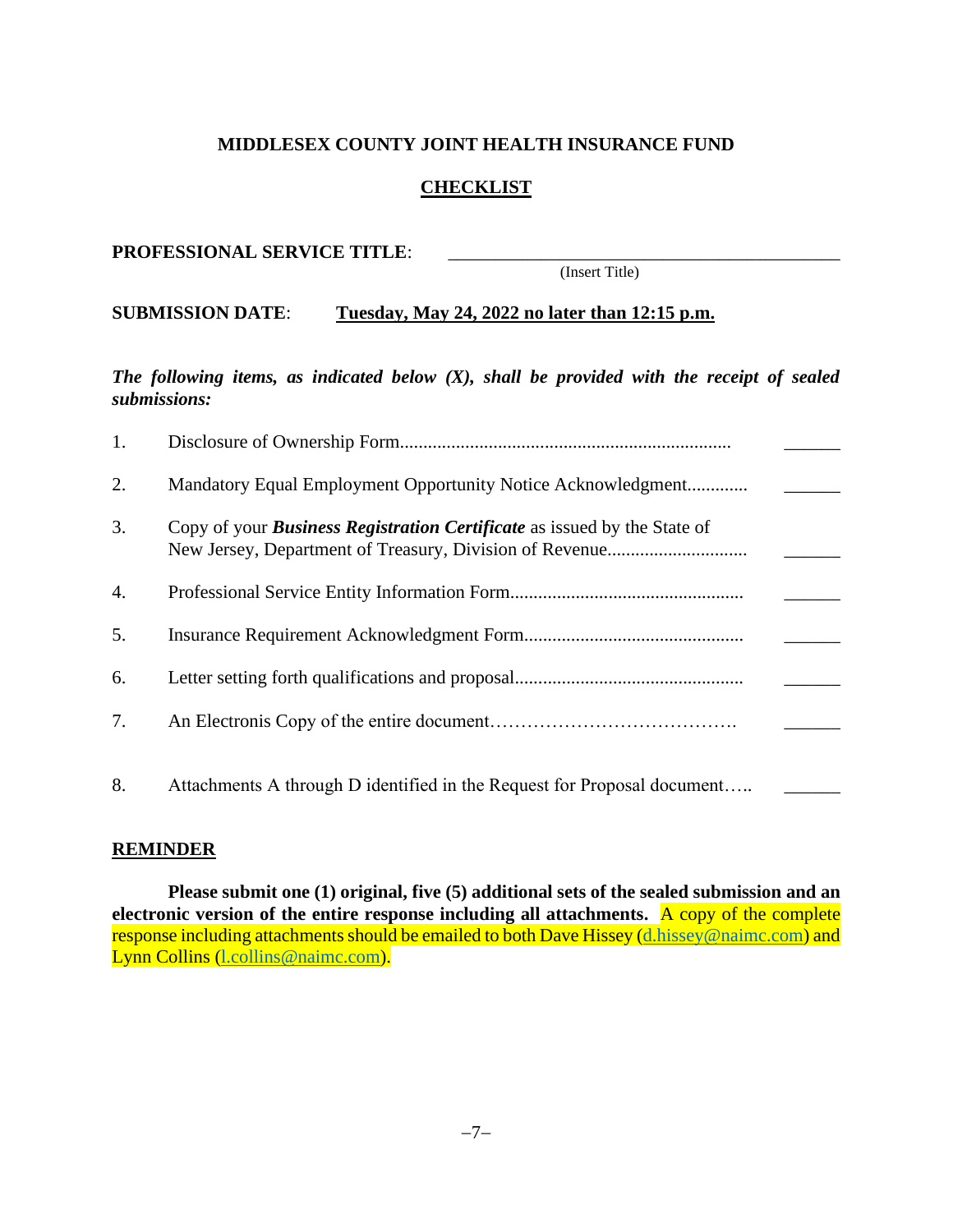**MIDDLESEX COUNTY JOINT HEALTH INSURANCE FUND**

**CHECKLIST**

**PROFESSIONAL SERVICE TITLE**: ____________________________________________
(Insert Title)

**SUBMISSION DATE**: **Tuesday, May 24, 2022 no later than 12:15 p.m.**

***The following items, as indicated below (X), shall be provided with the receipt of sealed submissions:***

1. Disclosure of Ownership Form...................................................................... ______
2. Mandatory Equal Employment Opportunity Notice Acknowledgment............. ______
3. Copy of your ***Business Registration Certificate*** as issued by the State of New Jersey, Department of Treasury, Division of Revenue............................. ______
4. Professional Service Entity Information Form................................................. ______
5. Insurance Requirement Acknowledgment Form.............................................. ______
6. Letter setting forth qualifications and proposal................................................ ______
7. An Electronis Copy of the entire document…………………………………. ______
8. Attachments A through D identified in the Request for Proposal document….. ______

**REMINDER**

**Please submit one (1) original, five (5) additional sets of the sealed submission and an electronic version of the entire response including all attachments.** A copy of the complete response including attachments should be emailed to both Dave Hissey (d.hissey@naimc.com) and Lynn Collins (l.collins@naimc.com).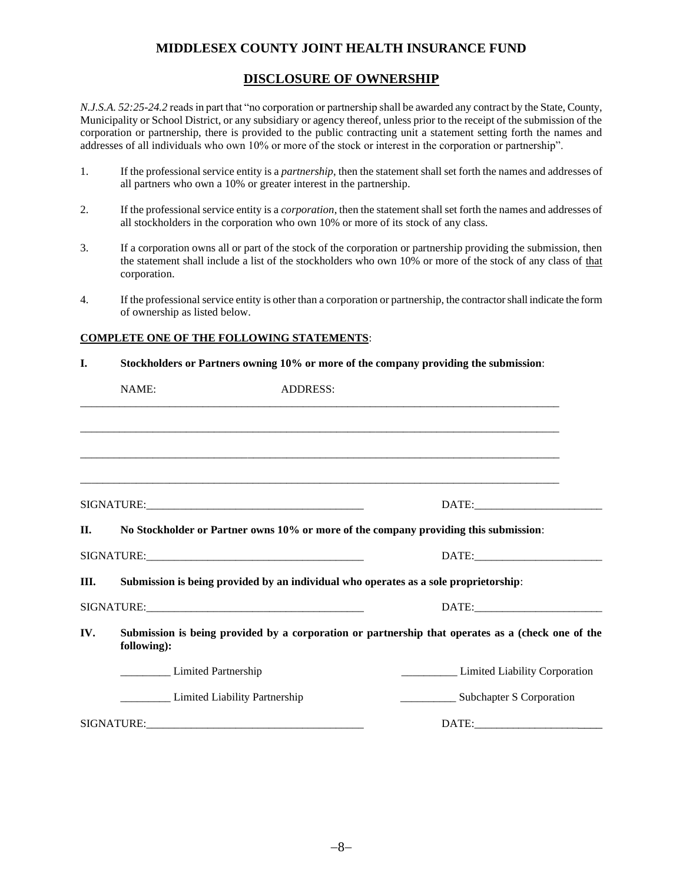# MIDDLESEX COUNTY JOINT HEALTH INSURANCE FUND

## DISCLOSURE OF OWNERSHIP

*N.J.S.A. 52:25-24.2* reads in part that "no corporation or partnership shall be awarded any contract by the State, County, Municipality or School District, or any subsidiary or agency thereof, unless prior to the receipt of the submission of the corporation or partnership, there is provided to the public contracting unit a statement setting forth the names and addresses of all individuals who own 10% or more of the stock or interest in the corporation or partnership".

1. If the professional service entity is a *partnership*, then the statement shall set forth the names and addresses of all partners who own a 10% or greater interest in the partnership.

2. If the professional service entity is a *corporation*, then the statement shall set forth the names and addresses of all stockholders in the corporation who own 10% or more of its stock of any class.

3. If a corporation owns all or part of the stock of the corporation or partnership providing the submission, then the statement shall include a list of the stockholders who own 10% or more of the stock of any class of <u>that</u> corporation.

4. If the professional service entity is other than a corporation or partnership, the contractor shall indicate the form of ownership as listed below.

**<u>COMPLETE ONE OF THE FOLLOWING STATEMENTS</u>**:

**I. Stockholders or Partners owning 10% or more of the company providing the submission**:

NAME: ADDRESS:

_______________________________________________________________________________

_______________________________________________________________________________

_______________________________________________________________________________

_______________________________________________________________________________

SIGNATURE:_______________________________________ DATE:______________________

**II. No Stockholder or Partner owns 10% or more of the company providing this submission**:

SIGNATURE:_______________________________________ DATE:______________________

**III. Submission is being provided by an individual who operates as a sole proprietorship**:

SIGNATURE:_______________________________________ DATE:______________________

**IV. Submission is being provided by a corporation or partnership that operates as a (check one of the following):**

_________ Limited Partnership

__________ Limited Liability Corporation

_________ Limited Liability Partnership

__________ Subchapter S Corporation

SIGNATURE:_______________________________________ DATE:______________________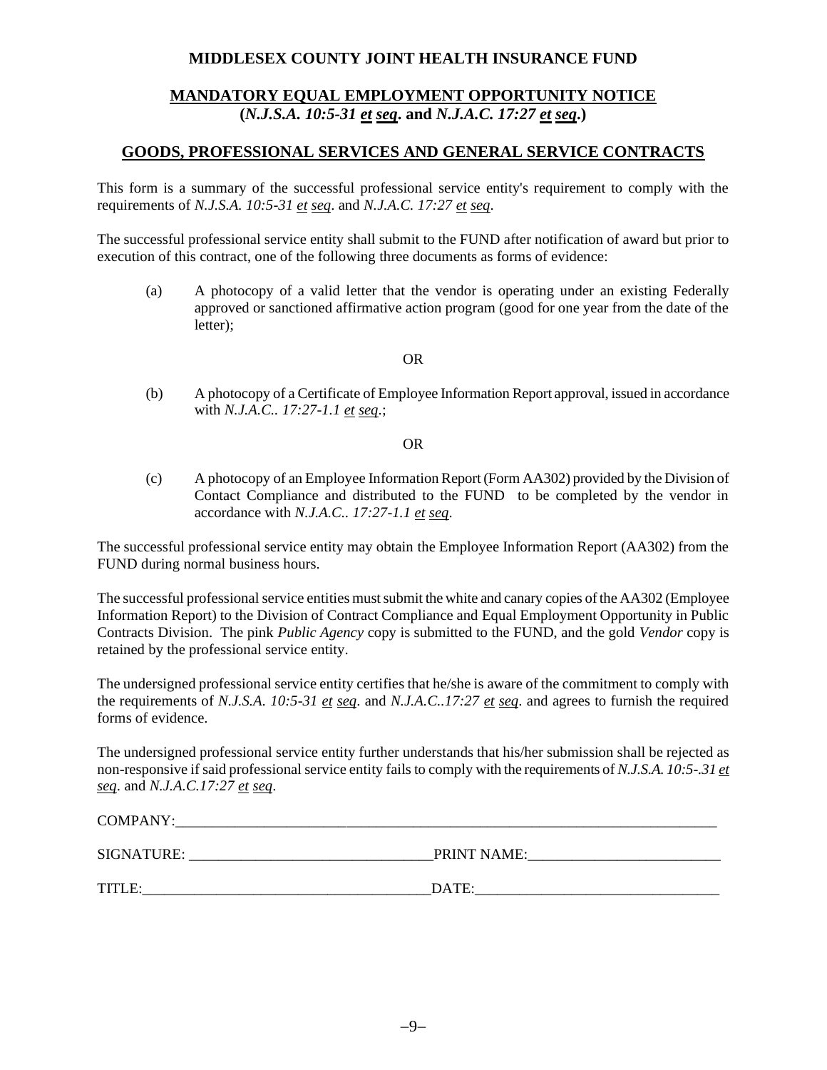**MIDDLESEX COUNTY JOINT HEALTH INSURANCE FUND**

**MANDATORY EQUAL EMPLOYMENT OPPORTUNITY NOTICE**
**(*N.J.S.A. 10:5-31 et seq*. and *N.J.A.C. 17:27 et seq*.)**

**GOODS, PROFESSIONAL SERVICES AND GENERAL SERVICE CONTRACTS**

This form is a summary of the successful professional service entity's requirement to comply with the requirements of *N.J.S.A. 10:5-31 et seq*. and *N.J.A.C. 17:27 et seq*.

The successful professional service entity shall submit to the FUND after notification of award but prior to execution of this contract, one of the following three documents as forms of evidence:

(a) A photocopy of a valid letter that the vendor is operating under an existing Federally approved or sanctioned affirmative action program (good for one year from the date of the letter);

OR

(b) A photocopy of a Certificate of Employee Information Report approval, issued in accordance with *N.J.A.C.. 17:27-1.1 et seq*.;

OR

(c) A photocopy of an Employee Information Report (Form AA302) provided by the Division of Contact Compliance and distributed to the FUND to be completed by the vendor in accordance with *N.J.A.C.. 17:27-1.1 et seq*.

The successful professional service entity may obtain the Employee Information Report (AA302) from the FUND during normal business hours.

The successful professional service entities must submit the white and canary copies of the AA302 (Employee Information Report) to the Division of Contract Compliance and Equal Employment Opportunity in Public Contracts Division. The pink *Public Agency* copy is submitted to the FUND, and the gold *Vendor* copy is retained by the professional service entity.

The undersigned professional service entity certifies that he/she is aware of the commitment to comply with the requirements of *N.J.S.A. 10:5-31 et seq*. and *N.J.A.C..17:27 et seq*. and agrees to furnish the required forms of evidence.

The undersigned professional service entity further understands that his/her submission shall be rejected as non-responsive if said professional service entity fails to comply with the requirements of *N.J.S.A. 10:5-.31 et seq*. and *N.J.A.C.17:27 et seq*.

COMPANY:\_\_\_\_\_\_\_\_\_\_\_\_\_\_\_\_\_\_\_\_\_\_\_\_\_\_\_\_\_\_\_\_\_\_\_\_\_\_\_\_\_\_\_\_\_\_\_\_\_\_\_\_\_\_\_\_\_\_\_\_\_\_\_\_\_\_\_\_\_\_\_\_

SIGNATURE: \_\_\_\_\_\_\_\_\_\_\_\_\_\_\_\_\_\_\_\_\_\_\_\_\_\_\_\_\_\_\_\_\_PRINT NAME:\_\_\_\_\_\_\_\_\_\_\_\_\_\_\_\_\_\_\_\_\_\_\_\_\_\_

TITLE:\_\_\_\_\_\_\_\_\_\_\_\_\_\_\_\_\_\_\_\_\_\_\_\_\_\_\_\_\_\_\_\_\_\_\_\_\_\_\_DATE:\_\_\_\_\_\_\_\_\_\_\_\_\_\_\_\_\_\_\_\_\_\_\_\_\_\_\_\_\_\_\_\_\_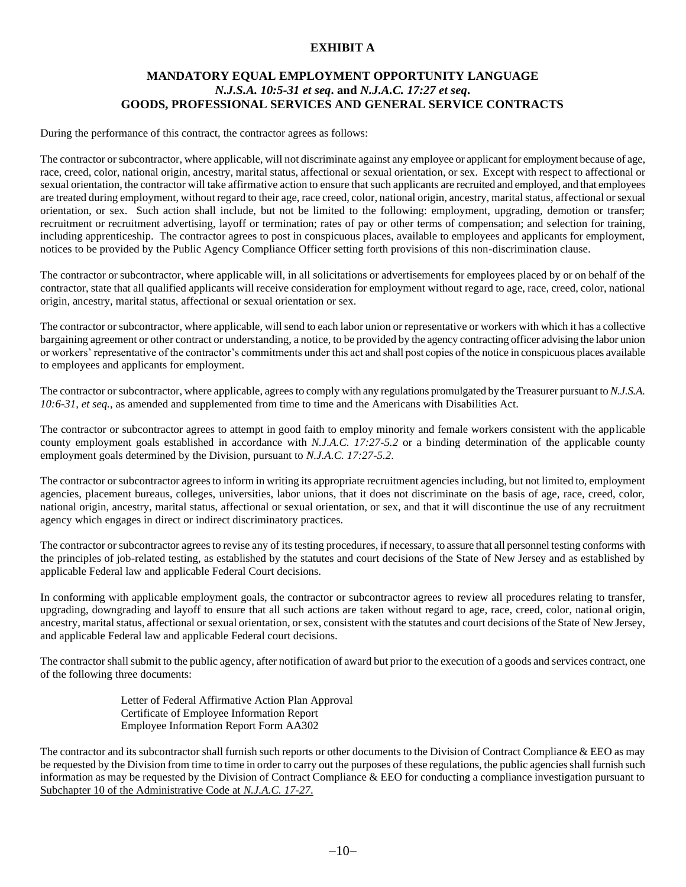**EXHIBIT A**

**MANDATORY EQUAL EMPLOYMENT OPPORTUNITY LANGUAGE**
***N.J.S.A. 10:5-31 et seq.* and *N.J.A.C. 17:27 et seq.***
**GOODS, PROFESSIONAL SERVICES AND GENERAL SERVICE CONTRACTS**

During the performance of this contract, the contractor agrees as follows:

The contractor or subcontractor, where applicable, will not discriminate against any employee or applicant for employment because of age, race, creed, color, national origin, ancestry, marital status, affectional or sexual orientation, or sex. Except with respect to affectional or sexual orientation, the contractor will take affirmative action to ensure that such applicants are recruited and employed, and that employees are treated during employment, without regard to their age, race creed, color, national origin, ancestry, marital status, affectional or sexual orientation, or sex. Such action shall include, but not be limited to the following: employment, upgrading, demotion or transfer; recruitment or recruitment advertising, layoff or termination; rates of pay or other terms of compensation; and selection for training, including apprenticeship. The contractor agrees to post in conspicuous places, available to employees and applicants for employment, notices to be provided by the Public Agency Compliance Officer setting forth provisions of this non-discrimination clause.

The contractor or subcontractor, where applicable will, in all solicitations or advertisements for employees placed by or on behalf of the contractor, state that all qualified applicants will receive consideration for employment without regard to age, race, creed, color, national origin, ancestry, marital status, affectional or sexual orientation or sex.

The contractor or subcontractor, where applicable, will send to each labor union or representative or workers with which it has a collective bargaining agreement or other contract or understanding, a notice, to be provided by the agency contracting officer advising the labor union or workers' representative of the contractor's commitments under this act and shall post copies of the notice in conspicuous places available to employees and applicants for employment.

The contractor or subcontractor, where applicable, agrees to comply with any regulations promulgated by the Treasurer pursuant to *N.J.S.A. 10:6-31, et seq.*, as amended and supplemented from time to time and the Americans with Disabilities Act.

The contractor or subcontractor agrees to attempt in good faith to employ minority and female workers consistent with the applicable county employment goals established in accordance with *N.J.A.C. 17:27-5.2* or a binding determination of the applicable county employment goals determined by the Division, pursuant to *N.J.A.C. 17:27-5.2*.

The contractor or subcontractor agrees to inform in writing its appropriate recruitment agencies including, but not limited to, employment agencies, placement bureaus, colleges, universities, labor unions, that it does not discriminate on the basis of age, race, creed, color, national origin, ancestry, marital status, affectional or sexual orientation, or sex, and that it will discontinue the use of any recruitment agency which engages in direct or indirect discriminatory practices.

The contractor or subcontractor agrees to revise any of its testing procedures, if necessary, to assure that all personnel testing conforms with the principles of job-related testing, as established by the statutes and court decisions of the State of New Jersey and as established by applicable Federal law and applicable Federal Court decisions.

In conforming with applicable employment goals, the contractor or subcontractor agrees to review all procedures relating to transfer, upgrading, downgrading and layoff to ensure that all such actions are taken without regard to age, race, creed, color, national origin, ancestry, marital status, affectional or sexual orientation, or sex, consistent with the statutes and court decisions of the State of New Jersey, and applicable Federal law and applicable Federal court decisions.

The contractor shall submit to the public agency, after notification of award but prior to the execution of a goods and services contract, one of the following three documents:

Letter of Federal Affirmative Action Plan Approval
Certificate of Employee Information Report
Employee Information Report Form AA302

The contractor and its subcontractor shall furnish such reports or other documents to the Division of Contract Compliance & EEO as may be requested by the Division from time to time in order to carry out the purposes of these regulations, the public agencies shall furnish such information as may be requested by the Division of Contract Compliance & EEO for conducting a compliance investigation pursuant to Subchapter 10 of the Administrative Code at *N.J.A.C. 17-27*.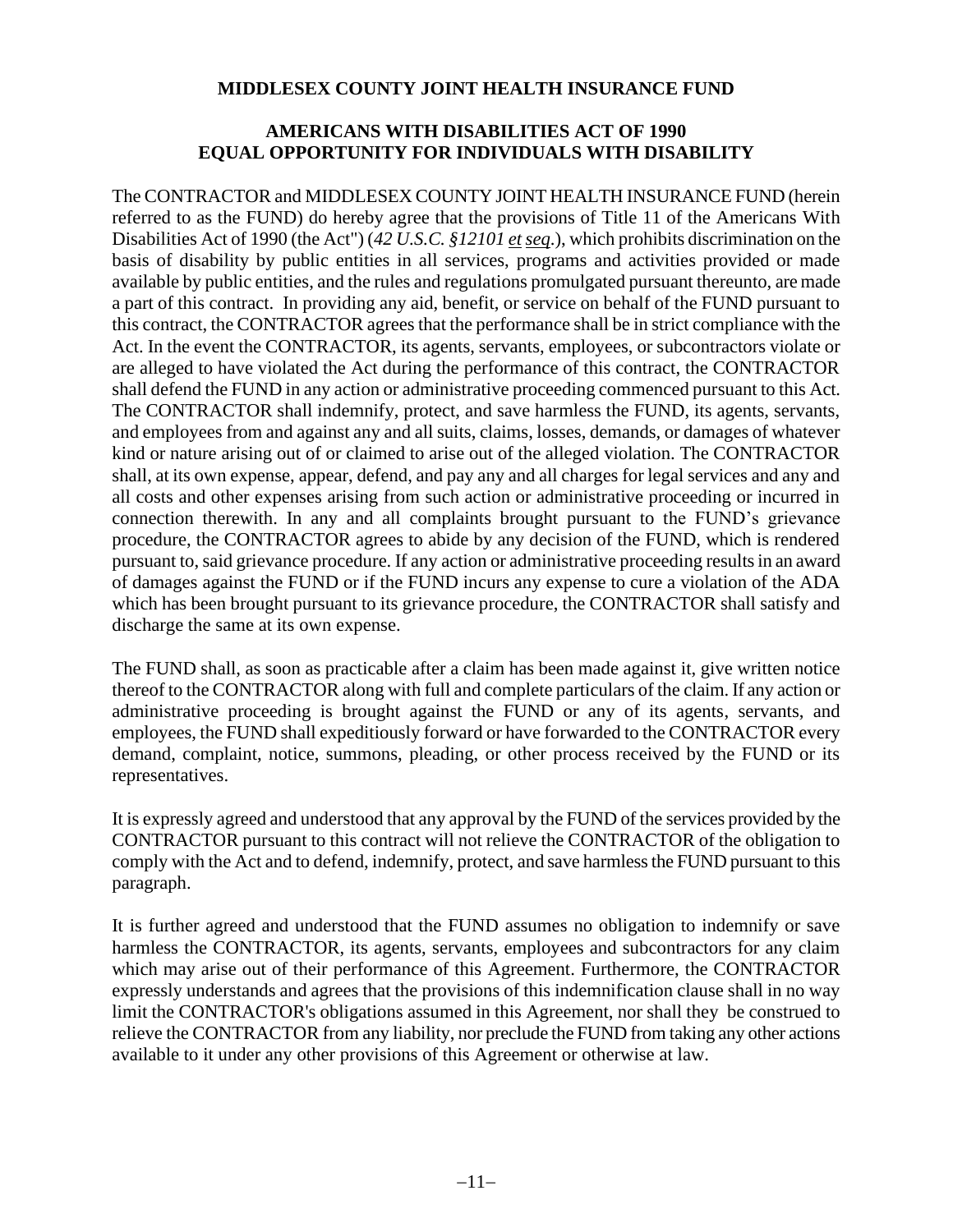**MIDDLESEX COUNTY JOINT HEALTH INSURANCE FUND**

**AMERICANS WITH DISABILITIES ACT OF 1990**
**EQUAL OPPORTUNITY FOR INDIVIDUALS WITH DISABILITY**

The CONTRACTOR and MIDDLESEX COUNTY JOINT HEALTH INSURANCE FUND (herein referred to as the FUND) do hereby agree that the provisions of Title 11 of the Americans With Disabilities Act of 1990 (the Act") (*42 U.S.C. §12101 et seq.*), which prohibits discrimination on the basis of disability by public entities in all services, programs and activities provided or made available by public entities, and the rules and regulations promulgated pursuant thereunto, are made a part of this contract. In providing any aid, benefit, or service on behalf of the FUND pursuant to this contract, the CONTRACTOR agrees that the performance shall be in strict compliance with the Act. In the event the CONTRACTOR, its agents, servants, employees, or subcontractors violate or are alleged to have violated the Act during the performance of this contract, the CONTRACTOR shall defend the FUND in any action or administrative proceeding commenced pursuant to this Act. The CONTRACTOR shall indemnify, protect, and save harmless the FUND, its agents, servants, and employees from and against any and all suits, claims, losses, demands, or damages of whatever kind or nature arising out of or claimed to arise out of the alleged violation. The CONTRACTOR shall, at its own expense, appear, defend, and pay any and all charges for legal services and any and all costs and other expenses arising from such action or administrative proceeding or incurred in connection therewith. In any and all complaints brought pursuant to the FUND's grievance procedure, the CONTRACTOR agrees to abide by any decision of the FUND, which is rendered pursuant to, said grievance procedure. If any action or administrative proceeding results in an award of damages against the FUND or if the FUND incurs any expense to cure a violation of the ADA which has been brought pursuant to its grievance procedure, the CONTRACTOR shall satisfy and discharge the same at its own expense.

The FUND shall, as soon as practicable after a claim has been made against it, give written notice thereof to the CONTRACTOR along with full and complete particulars of the claim. If any action or administrative proceeding is brought against the FUND or any of its agents, servants, and employees, the FUND shall expeditiously forward or have forwarded to the CONTRACTOR every demand, complaint, notice, summons, pleading, or other process received by the FUND or its representatives.

It is expressly agreed and understood that any approval by the FUND of the services provided by the CONTRACTOR pursuant to this contract will not relieve the CONTRACTOR of the obligation to comply with the Act and to defend, indemnify, protect, and save harmless the FUND pursuant to this paragraph.

It is further agreed and understood that the FUND assumes no obligation to indemnify or save harmless the CONTRACTOR, its agents, servants, employees and subcontractors for any claim which may arise out of their performance of this Agreement. Furthermore, the CONTRACTOR expressly understands and agrees that the provisions of this indemnification clause shall in no way limit the CONTRACTOR's obligations assumed in this Agreement, nor shall they be construed to relieve the CONTRACTOR from any liability, nor preclude the FUND from taking any other actions available to it under any other provisions of this Agreement or otherwise at law.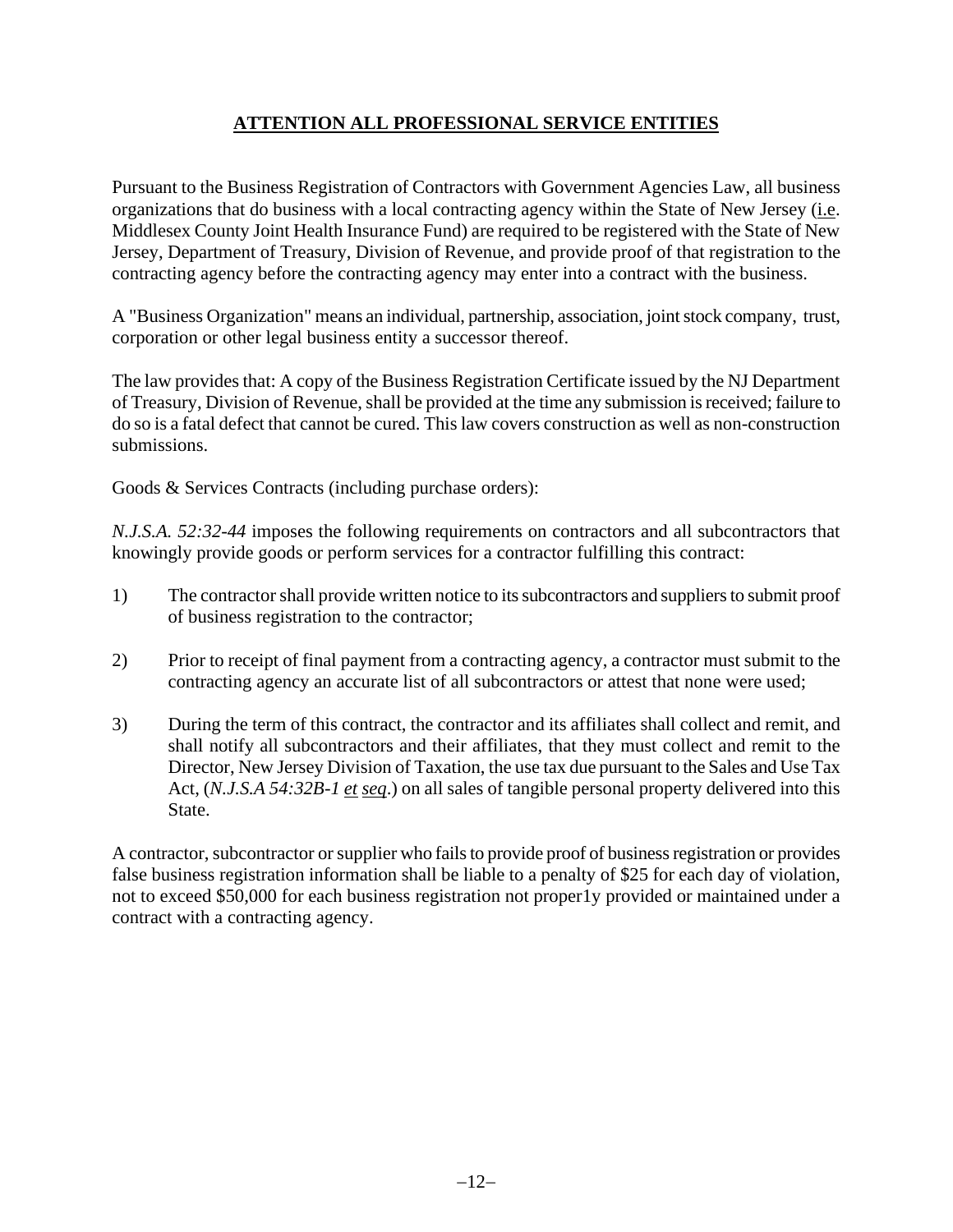## **ATTENTION ALL PROFESSIONAL SERVICE ENTITIES**

Pursuant to the Business Registration of Contractors with Government Agencies Law, all business organizations that do business with a local contracting agency within the State of New Jersey (i.e. Middlesex County Joint Health Insurance Fund) are required to be registered with the State of New Jersey, Department of Treasury, Division of Revenue, and provide proof of that registration to the contracting agency before the contracting agency may enter into a contract with the business.

A "Business Organization" means an individual, partnership, association, joint stock company, trust, corporation or other legal business entity a successor thereof.

The law provides that: A copy of the Business Registration Certificate issued by the NJ Department of Treasury, Division of Revenue, shall be provided at the time any submission is received; failure to do so is a fatal defect that cannot be cured. This law covers construction as well as non-construction submissions.

Goods & Services Contracts (including purchase orders):

*N.J.S.A. 52:32-44* imposes the following requirements on contractors and all subcontractors that knowingly provide goods or perform services for a contractor fulfilling this contract:

1) The contractor shall provide written notice to its subcontractors and suppliers to submit proof of business registration to the contractor;

2) Prior to receipt of final payment from a contracting agency, a contractor must submit to the contracting agency an accurate list of all subcontractors or attest that none were used;

3) During the term of this contract, the contractor and its affiliates shall collect and remit, and shall notify all subcontractors and their affiliates, that they must collect and remit to the Director, New Jersey Division of Taxation, the use tax due pursuant to the Sales and Use Tax Act, (*N.J.S.A 54:32B-1 et seq*.) on all sales of tangible personal property delivered into this State.

A contractor, subcontractor or supplier who fails to provide proof of business registration or provides false business registration information shall be liable to a penalty of $25 for each day of violation, not to exceed $50,000 for each business registration not proper1y provided or maintained under a contract with a contracting agency.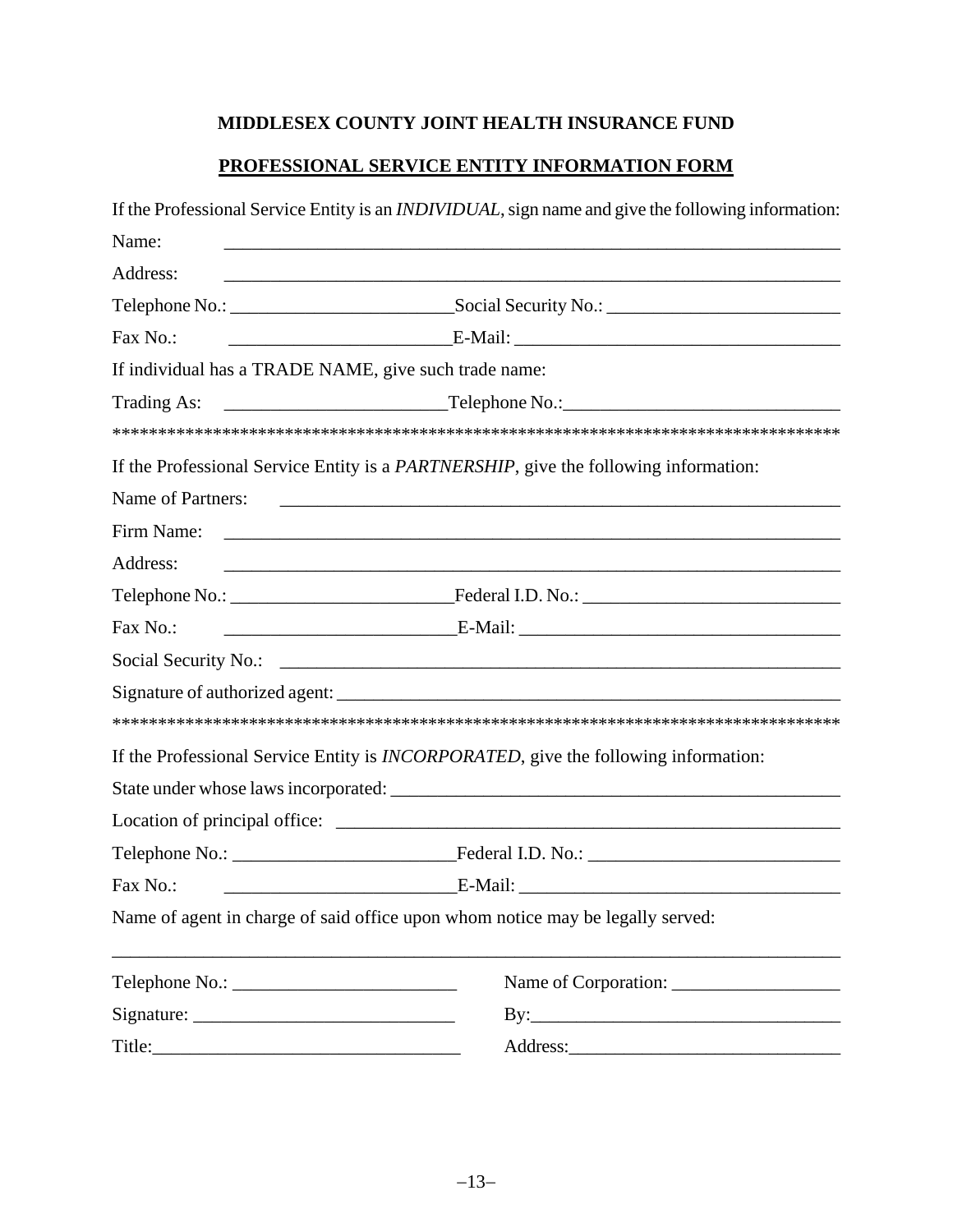**MIDDLESEX COUNTY JOINT HEALTH INSURANCE FUND**

**PROFESSIONAL SERVICE ENTITY INFORMATION FORM**

If the Professional Service Entity is an *INDIVIDUAL*, sign name and give the following information:

Name: ____________________________________________________________________

Address: __________________________________________________________________

Telephone No.: ________________________ Social Security No.: _________________________

Fax No.: ________________________ E-Mail: __________________________________

If individual has a TRADE NAME, give such trade name:

Trading As: ________________________ Telephone No.: ____________________________

*************************************************************************************

If the Professional Service Entity is a *PARTNERSHIP*, give the following information:

Name of Partners: _____________________________________________________________

Firm Name: _________________________________________________________________

Address: ___________________________________________________________________

Telephone No.: ________________________ Federal I.D. No.: ___________________________

Fax No.: ________________________ E-Mail: __________________________________

Social Security No.: ____________________________________________________________

Signature of authorized agent: ____________________________________________________

*************************************************************************************

If the Professional Service Entity is *INCORPORATED*, give the following information:

State under whose laws incorporated: ______________________________________________

Location of principal office: _____________________________________________________

Telephone No.: ________________________ Federal I.D. No.: ___________________________

Fax No.: ________________________ E-Mail: __________________________________

Name of agent in charge of said office upon whom notice may be legally served:

_________________________________________________________________________

Telephone No.: ________________________ Name of Corporation: __________________

Signature: ___________________________ By: _________________________________

Title: _______________________________ Address: _____________________________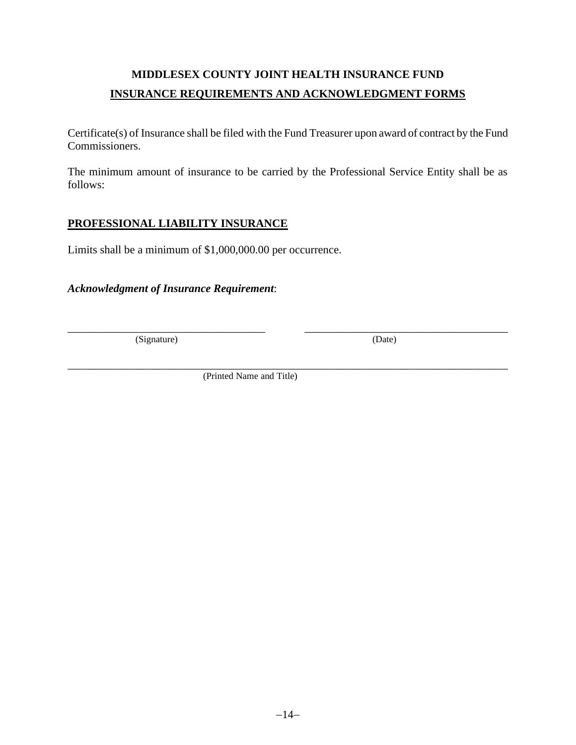# MIDDLESEX COUNTY JOINT HEALTH INSURANCE FUND

## INSURANCE REQUIREMENTS AND ACKNOWLEDGMENT FORMS

Certificate(s) of Insurance shall be filed with the Fund Treasurer upon award of contract by the Fund Commissioners.

The minimum amount of insurance to be carried by the Professional Service Entity shall be as follows:

### PROFESSIONAL LIABILITY INSURANCE

Limits shall be a minimum of $1,000,000.00 per occurrence.

***Acknowledgment of Insurance Requirement***:

_____________________________________ _____________________________________
(Signature) (Date)

___________________________________________________________________________
(Printed Name and Title)